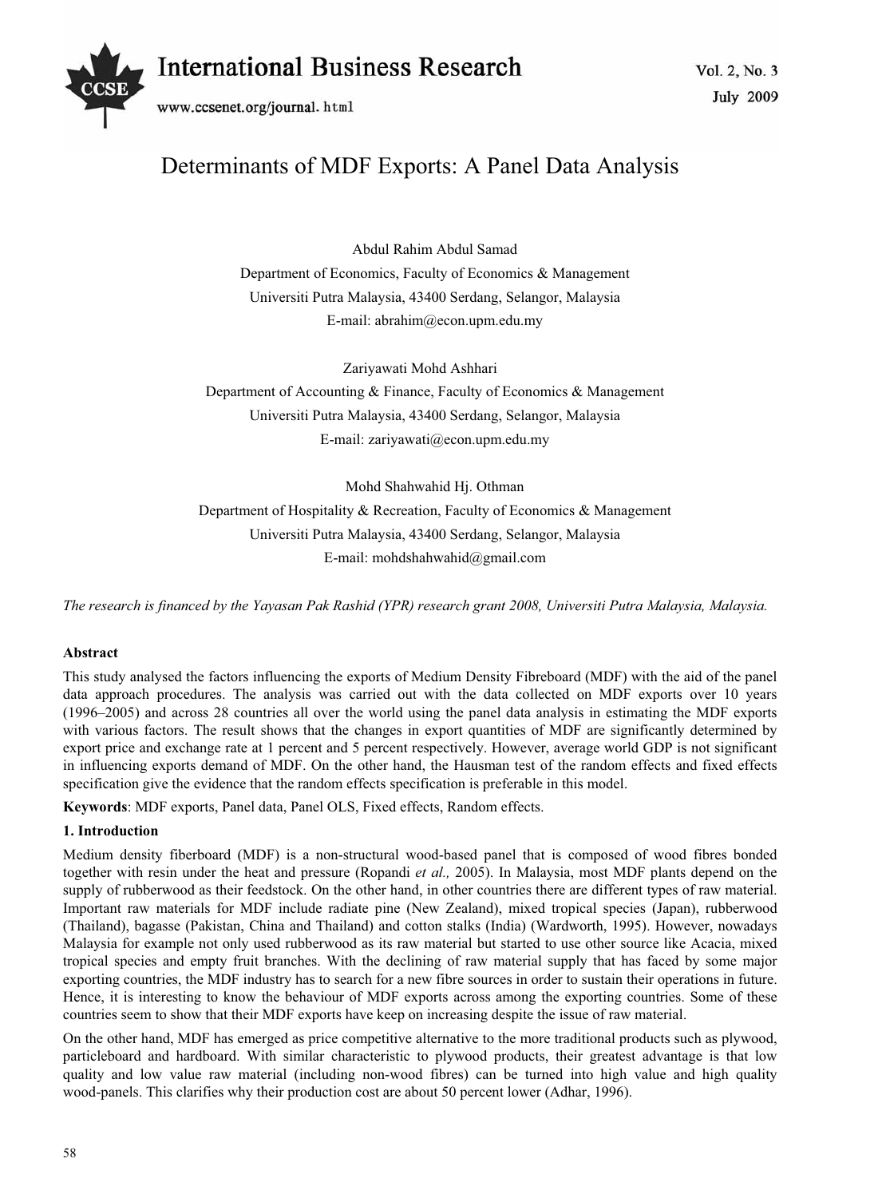# Determinants of MDF Exports: A Panel Data Analysis

Abdul Rahim Abdul Samad

Department of Economics, Faculty of Economics & Management

Universiti Putra Malaysia, 43400 Serdang, Selangor, Malaysia

E-mail: abrahim@econ.upm.edu.my

Zariyawati Mohd Ashhari

Department of Accounting & Finance, Faculty of Economics & Management

Universiti Putra Malaysia, 43400 Serdang, Selangor, Malaysia

E-mail: zariyawati@econ.upm.edu.my

Mohd Shahwahid Hj. Othman

Department of Hospitality & Recreation, Faculty of Economics & Management

Universiti Putra Malaysia, 43400 Serdang, Selangor, Malaysia

E-mail: mohdshahwahid@gmail.com

*The research is financed by the Yayasan Pak Rashid (YPR) research grant 2008, Universiti Putra Malaysia, Malaysia.*

**Abstract**

This study analysed the factors influencing the exports of Medium Density Fibreboard (MDF) with the aid of the panel data approach procedures. The analysis was carried out with the data collected on MDF exports over 10 years (1996–2005) and across 28 countries all over the world using the panel data analysis in estimating the MDF exports with various factors. The result shows that the changes in export quantities of MDF are significantly determined by export price and exchange rate at 1 percent and 5 percent respectively. However, average world GDP is not significant in influencing exports demand of MDF. On the other hand, the Hausman test of the random effects and fixed effects specification give the evidence that the random effects specification is preferable in this model.

**Keywords**: MDF exports, Panel data, Panel OLS, Fixed effects, Random effects.

## 1. Introduction

Medium density fiberboard (MDF) is a non-structural wood-based panel that is composed of wood fibres bonded together with resin under the heat and pressure (Ropandi *et al.,* 2005). In Malaysia, most MDF plants depend on the supply of rubberwood as their feedstock. On the other hand, in other countries there are different types of raw material. Important raw materials for MDF include radiate pine (New Zealand), mixed tropical species (Japan), rubberwood (Thailand), bagasse (Pakistan, China and Thailand) and cotton stalks (India) (Wardworth, 1995). However, nowadays Malaysia for example not only used rubberwood as its raw material but started to use other source like Acacia, mixed tropical species and empty fruit branches. With the declining of raw material supply that has faced by some major exporting countries, the MDF industry has to search for a new fibre sources in order to sustain their operations in future. Hence, it is interesting to know the behaviour of MDF exports across among the exporting countries. Some of these countries seem to show that their MDF exports have keep on increasing despite the issue of raw material.

On the other hand, MDF has emerged as price competitive alternative to the more traditional products such as plywood, particleboard and hardboard. With similar characteristic to plywood products, their greatest advantage is that low quality and low value raw material (including non-wood fibres) can be turned into high value and high quality wood-panels. This clarifies why their production cost are about 50 percent lower (Adhar, 1996).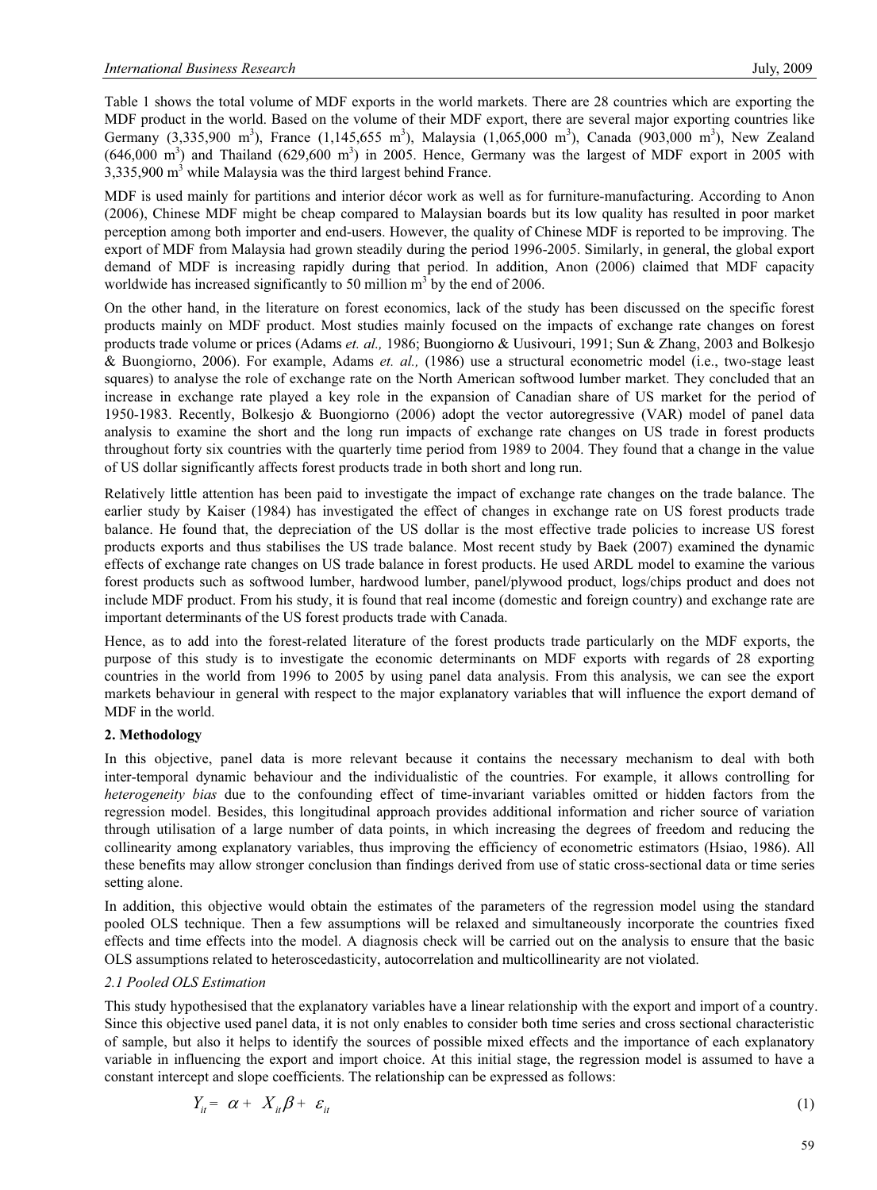Table 1 shows the total volume of MDF exports in the world markets. There are 28 countries which are exporting the MDF product in the world. Based on the volume of their MDF export, there are several major exporting countries like Germany (3,335,900 $m^3$), France (1,145,655 $m^3$), Malaysia (1,065,000 $m^3$), Canada (903,000 $m^3$), New Zealand (646,000 $m^3$) and Thailand (629,600 $m^3$) in 2005. Hence, Germany was the largest of MDF export in 2005 with 3,335,900 $m^3$ while Malaysia was the third largest behind France.

MDF is used mainly for partitions and interior décor work as well as for furniture-manufacturing. According to Anon (2006), Chinese MDF might be cheap compared to Malaysian boards but its low quality has resulted in poor market perception among both importer and end-users. However, the quality of Chinese MDF is reported to be improving. The export of MDF from Malaysia had grown steadily during the period 1996-2005. Similarly, in general, the global export demand of MDF is increasing rapidly during that period. In addition, Anon (2006) claimed that MDF capacity worldwide has increased significantly to 50 million $m^3$ by the end of 2006.

On the other hand, in the literature on forest economics, lack of the study has been discussed on the specific forest products mainly on MDF product. Most studies mainly focused on the impacts of exchange rate changes on forest products trade volume or prices (Adams *et. al.,* 1986; Buongiorno & Uusivouri, 1991; Sun & Zhang, 2003 and Bolkesjo & Buongiorno, 2006). For example, Adams *et. al.,* (1986) use a structural econometric model (i.e., two-stage least squares) to analyse the role of exchange rate on the North American softwood lumber market. They concluded that an increase in exchange rate played a key role in the expansion of Canadian share of US market for the period of 1950-1983. Recently, Bolkesjo & Buongiorno (2006) adopt the vector autoregressive (VAR) model of panel data analysis to examine the short and the long run impacts of exchange rate changes on US trade in forest products throughout forty six countries with the quarterly time period from 1989 to 2004. They found that a change in the value of US dollar significantly affects forest products trade in both short and long run.

Relatively little attention has been paid to investigate the impact of exchange rate changes on the trade balance. The earlier study by Kaiser (1984) has investigated the effect of changes in exchange rate on US forest products trade balance. He found that, the depreciation of the US dollar is the most effective trade policies to increase US forest products exports and thus stabilises the US trade balance. Most recent study by Baek (2007) examined the dynamic effects of exchange rate changes on US trade balance in forest products. He used ARDL model to examine the various forest products such as softwood lumber, hardwood lumber, panel/plywood product, logs/chips product and does not include MDF product. From his study, it is found that real income (domestic and foreign country) and exchange rate are important determinants of the US forest products trade with Canada.

Hence, as to add into the forest-related literature of the forest products trade particularly on the MDF exports, the purpose of this study is to investigate the economic determinants on MDF exports with regards of 28 exporting countries in the world from 1996 to 2005 by using panel data analysis. From this analysis, we can see the export markets behaviour in general with respect to the major explanatory variables that will influence the export demand of MDF in the world.

## 2. Methodology

In this objective, panel data is more relevant because it contains the necessary mechanism to deal with both inter-temporal dynamic behaviour and the individualistic of the countries. For example, it allows controlling for *heterogeneity bias* due to the confounding effect of time-invariant variables omitted or hidden factors from the regression model. Besides, this longitudinal approach provides additional information and richer source of variation through utilisation of a large number of data points, in which increasing the degrees of freedom and reducing the collinearity among explanatory variables, thus improving the efficiency of econometric estimators (Hsiao, 1986). All these benefits may allow stronger conclusion than findings derived from use of static cross-sectional data or time series setting alone.

In addition, this objective would obtain the estimates of the parameters of the regression model using the standard pooled OLS technique. Then a few assumptions will be relaxed and simultaneously incorporate the countries fixed effects and time effects into the model. A diagnosis check will be carried out on the analysis to ensure that the basic OLS assumptions related to heteroscedasticity, autocorrelation and multicollinearity are not violated.

### *2.1 Pooled OLS Estimation*

This study hypothesised that the explanatory variables have a linear relationship with the export and import of a country. Since this objective used panel data, it is not only enables to consider both time series and cross sectional characteristic of sample, but also it helps to identify the sources of possible mixed effects and the importance of each explanatory variable in influencing the export and import choice. At this initial stage, the regression model is assumed to have a constant intercept and slope coefficients. The relationship can be expressed as follows:

$$Y_{it} = \alpha + X_{it}\beta + \varepsilon_{it} \tag{1}$$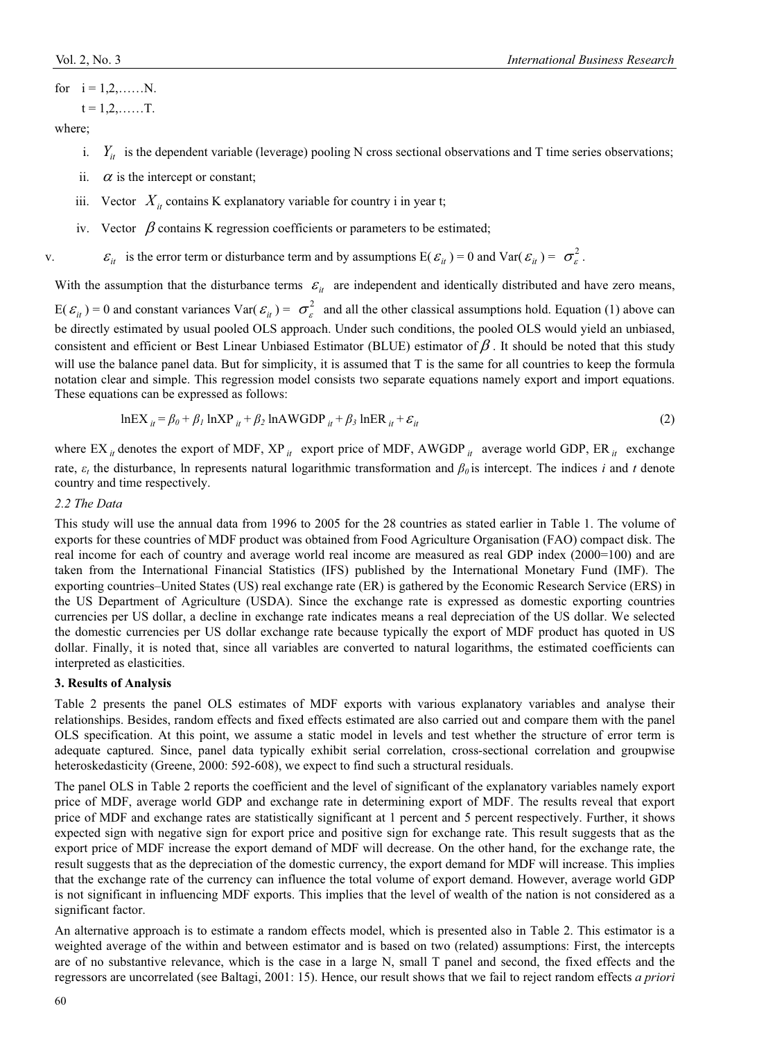for $i = 1,2,……N$.

$t = 1,2,……T$.

where;

i. $Y_{it}$ is the dependent variable (leverage) pooling N cross sectional observations and T time series observations;

ii. $\alpha$ is the intercept or constant;

iii. Vector $X_{it}$ contains K explanatory variable for country i in year t;

iv. Vector $\beta$ contains K regression coefficients or parameters to be estimated;

v. $\varepsilon_{it}$ is the error term or disturbance term and by assumptions E($\varepsilon_{it}$) = 0 and Var($\varepsilon_{it}$) = $\sigma_{\varepsilon}^{2}$.

With the assumption that the disturbance terms $\varepsilon_{it}$ are independent and identically distributed and have zero means, E($\varepsilon_{it}$) = 0 and constant variances Var($\varepsilon_{it}$) = $\sigma_{\varepsilon}^{2}$ and all the other classical assumptions hold. Equation (1) above can be directly estimated by usual pooled OLS approach. Under such conditions, the pooled OLS would yield an unbiased, consistent and efficient or Best Linear Unbiased Estimator (BLUE) estimator of $\beta$. It should be noted that this study will use the balance panel data. But for simplicity, it is assumed that T is the same for all countries to keep the formula notation clear and simple. This regression model consists two separate equations namely export and import equations. These equations can be expressed as follows:

$$\ln EX_{it} = \beta_0 + \beta_1 \ln XP_{it} + \beta_2 \ln AWGDP_{it} + \beta_3 \ln ER_{it} + \varepsilon_{it} \tag{2}$$

where $EX_{it}$ denotes the export of MDF, $XP_{it}$ export price of MDF, $AWGDP_{it}$ average world GDP, $ER_{it}$ exchange rate, $\varepsilon_t$ the disturbance, ln represents natural logarithmic transformation and $\beta_0$ is intercept. The indices *i* and *t* denote country and time respectively.

*2.2 The Data*

This study will use the annual data from 1996 to 2005 for the 28 countries as stated earlier in Table 1. The volume of exports for these countries of MDF product was obtained from Food Agriculture Organisation (FAO) compact disk. The real income for each of country and average world real income are measured as real GDP index (2000=100) and are taken from the International Financial Statistics (IFS) published by the International Monetary Fund (IMF). The exporting countries–United States (US) real exchange rate (ER) is gathered by the Economic Research Service (ERS) in the US Department of Agriculture (USDA). Since the exchange rate is expressed as domestic exporting countries currencies per US dollar, a decline in exchange rate indicates means a real depreciation of the US dollar. We selected the domestic currencies per US dollar exchange rate because typically the export of MDF product has quoted in US dollar. Finally, it is noted that, since all variables are converted to natural logarithms, the estimated coefficients can interpreted as elasticities.

## 3. Results of Analysis

Table 2 presents the panel OLS estimates of MDF exports with various explanatory variables and analyse their relationships. Besides, random effects and fixed effects estimated are also carried out and compare them with the panel OLS specification. At this point, we assume a static model in levels and test whether the structure of error term is adequate captured. Since, panel data typically exhibit serial correlation, cross-sectional correlation and groupwise heteroskedasticity (Greene, 2000: 592-608), we expect to find such a structural residuals.

The panel OLS in Table 2 reports the coefficient and the level of significant of the explanatory variables namely export price of MDF, average world GDP and exchange rate in determining export of MDF. The results reveal that export price of MDF and exchange rates are statistically significant at 1 percent and 5 percent respectively. Further, it shows expected sign with negative sign for export price and positive sign for exchange rate. This result suggests that as the export price of MDF increase the export demand of MDF will decrease. On the other hand, for the exchange rate, the result suggests that as the depreciation of the domestic currency, the export demand for MDF will increase. This implies that the exchange rate of the currency can influence the total volume of export demand. However, average world GDP is not significant in influencing MDF exports. This implies that the level of wealth of the nation is not considered as a significant factor.

An alternative approach is to estimate a random effects model, which is presented also in Table 2. This estimator is a weighted average of the within and between estimator and is based on two (related) assumptions: First, the intercepts are of no substantive relevance, which is the case in a large N, small T panel and second, the fixed effects and the regressors are uncorrelated (see Baltagi, 2001: 15). Hence, our result shows that we fail to reject random effects *a priori*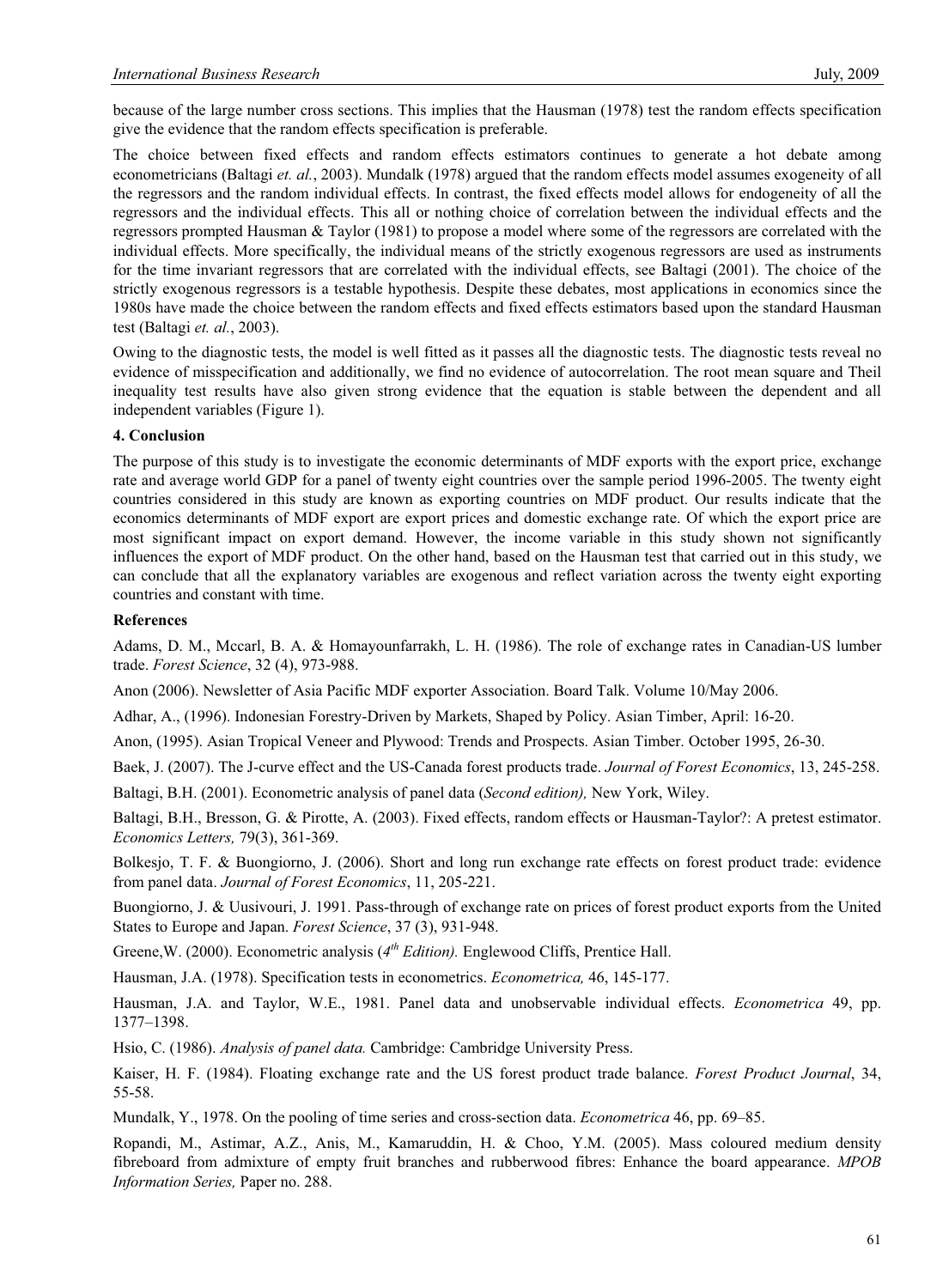because of the large number cross sections. This implies that the Hausman (1978) test the random effects specification give the evidence that the random effects specification is preferable.

The choice between fixed effects and random effects estimators continues to generate a hot debate among econometricians (Baltagi *et. al.*, 2003). Mundalk (1978) argued that the random effects model assumes exogeneity of all the regressors and the random individual effects. In contrast, the fixed effects model allows for endogeneity of all the regressors and the individual effects. This all or nothing choice of correlation between the individual effects and the regressors prompted Hausman & Taylor (1981) to propose a model where some of the regressors are correlated with the individual effects. More specifically, the individual means of the strictly exogenous regressors are used as instruments for the time invariant regressors that are correlated with the individual effects, see Baltagi (2001). The choice of the strictly exogenous regressors is a testable hypothesis. Despite these debates, most applications in economics since the 1980s have made the choice between the random effects and fixed effects estimators based upon the standard Hausman test (Baltagi *et. al.*, 2003).

Owing to the diagnostic tests, the model is well fitted as it passes all the diagnostic tests. The diagnostic tests reveal no evidence of misspecification and additionally, we find no evidence of autocorrelation. The root mean square and Theil inequality test results have also given strong evidence that the equation is stable between the dependent and all independent variables (Figure 1).

**4. Conclusion**

The purpose of this study is to investigate the economic determinants of MDF exports with the export price, exchange rate and average world GDP for a panel of twenty eight countries over the sample period 1996-2005. The twenty eight countries considered in this study are known as exporting countries on MDF product. Our results indicate that the economics determinants of MDF export are export prices and domestic exchange rate. Of which the export price are most significant impact on export demand. However, the income variable in this study shown not significantly influences the export of MDF product. On the other hand, based on the Hausman test that carried out in this study, we can conclude that all the explanatory variables are exogenous and reflect variation across the twenty eight exporting countries and constant with time.

**References**

Adams, D. M., Mccarl, B. A. & Homayounfarrakh, L. H. (1986). The role of exchange rates in Canadian-US lumber trade. *Forest Science*, 32 (4), 973-988.

Anon (2006). Newsletter of Asia Pacific MDF exporter Association. Board Talk. Volume 10/May 2006.

Adhar, A., (1996). Indonesian Forestry-Driven by Markets, Shaped by Policy. Asian Timber, April: 16-20.

Anon, (1995). Asian Tropical Veneer and Plywood: Trends and Prospects. Asian Timber. October 1995, 26-30.

Baek, J. (2007). The J-curve effect and the US-Canada forest products trade. *Journal of Forest Economics*, 13, 245-258.

Baltagi, B.H. (2001). Econometric analysis of panel data (*Second edition),* New York, Wiley.

Baltagi, B.H., Bresson, G. & Pirotte, A. (2003). Fixed effects, random effects or Hausman-Taylor?: A pretest estimator. *Economics Letters,* 79(3), 361-369.

Bolkesjo, T. F. & Buongiorno, J. (2006). Short and long run exchange rate effects on forest product trade: evidence from panel data. *Journal of Forest Economics*, 11, 205-221.

Buongiorno, J. & Uusivouri, J. 1991. Pass-through of exchange rate on prices of forest product exports from the United States to Europe and Japan. *Forest Science*, 37 (3), 931-948.

Greene,W. (2000). Econometric analysis (*4th Edition).* Englewood Cliffs, Prentice Hall.

Hausman, J.A. (1978). Specification tests in econometrics. *Econometrica,* 46, 145-177.

Hausman, J.A. and Taylor, W.E., 1981. Panel data and unobservable individual effects. *Econometrica* 49, pp. 1377–1398.

Hsio, C. (1986). *Analysis of panel data.* Cambridge: Cambridge University Press.

Kaiser, H. F. (1984). Floating exchange rate and the US forest product trade balance. *Forest Product Journal*, 34, 55-58.

Mundalk, Y., 1978. On the pooling of time series and cross-section data. *Econometrica* 46, pp. 69–85.

Ropandi, M., Astimar, A.Z., Anis, M., Kamaruddin, H. & Choo, Y.M. (2005). Mass coloured medium density fibreboard from admixture of empty fruit branches and rubberwood fibres: Enhance the board appearance. *MPOB Information Series,* Paper no. 288.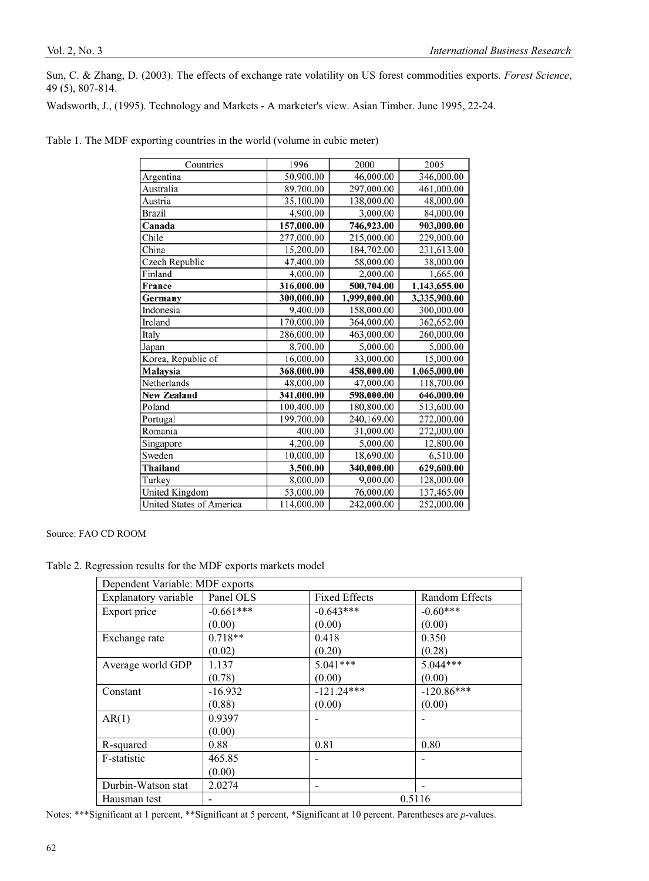Sun, C. & Zhang, D. (2003). The effects of exchange rate volatility on US forest commodities exports. *Forest Science*, 49 (5), 807-814.

Wadsworth, J., (1995). Technology and Markets - A marketer's view. Asian Timber. June 1995, 22-24.

Table 1. The MDF exporting countries in the world (volume in cubic meter)

| Countries | 1996 | 2000 | 2005 |
|---|---|---|---|
| Argentina | 50,900.00 | 46,000.00 | 346,000.00 |
| Australia | 89,700.00 | 297,000.00 | 461,000.00 |
| Austria | 35,100.00 | 138,000.00 | 48,000.00 |
| Brazil | 4,900.00 | 3,000.00 | 84,000.00 |
| **Canada** | **157,000.00** | **746,923.00** | **903,000.00** |
| Chile | 277,000.00 | 215,000.00 | 229,000.00 |
| China | 15,200.00 | 184,702.00 | 231,613.00 |
| Czech Republic | 47,400.00 | 58,000.00 | 38,000.00 |
| Finland | 4,000.00 | 2,000.00 | 1,665.00 |
| **France** | **316,000.00** | **500,704.00** | **1,143,655.00** |
| **Germany** | **300,000.00** | **1,999,000.00** | **3,335,900.00** |
| Indonesia | 9,400.00 | 158,000.00 | 300,000.00 |
| Ireland | 170,000.00 | 364,000.00 | 362,652.00 |
| Italy | 286,000.00 | 463,000.00 | 260,000.00 |
| Japan | 8,700.00 | 5,000.00 | 5,000.00 |
| Korea, Republic of | 16,000.00 | 33,000.00 | 15,000.00 |
| **Malaysia** | **368,000.00** | **458,000.00** | **1,065,000.00** |
| Netherlands | 48,000.00 | 47,000.00 | 118,700.00 |
| **New Zealand** | **341,000.00** | **598,000.00** | **646,000.00** |
| Poland | 100,400.00 | 180,800.00 | 513,600.00 |
| Portugal | 199,700.00 | 240,169.00 | 272,000.00 |
| Romania | 400.00 | 31,000.00 | 272,000.00 |
| Singapore | 4,200.00 | 5,000.00 | 12,800.00 |
| Sweden | 10,000.00 | 18,690.00 | 6,510.00 |
| **Thailand** | **3,500.00** | **340,000.00** | **629,600.00** |
| Turkey | 8,000.00 | 9,000.00 | 128,000.00 |
| United Kingdom | 53,000.00 | 76,000.00 | 137,465.00 |
| United States of America | 114,000.00 | 242,000.00 | 252,000.00 |

Source: FAO CD ROOM

Table 2. Regression results for the MDF exports markets model

| Dependent Variable: MDF exports | | | |
|---|---|---|---|
| Explanatory variable | Panel OLS | Fixed Effects | Random Effects |
| Export price | -0.661*** (0.00) | -0.643*** (0.00) | -0.60*** (0.00) |
| Exchange rate | 0.718** (0.02) | 0.418 (0.20) | 0.350 (0.28) |
| Average world GDP | 1.137 (0.78) | 5.041*** (0.00) | 5.044*** (0.00) |
| Constant | -16.932 (0.88) | -121.24*** (0.00) | -120.86*** (0.00) |
| AR(1) | 0.9397 (0.00) | - | - |
| R-squared | 0.88 | 0.81 | 0.80 |
| F-statistic | 465.85 (0.00) | - | - |
| Durbin-Watson stat | 2.0274 | - | - |
| Hausman test | - | 0.5116 | |

Notes: ***Significant at 1 percent, **Significant at 5 percent, *Significant at 10 percent. Parentheses are *p*-values.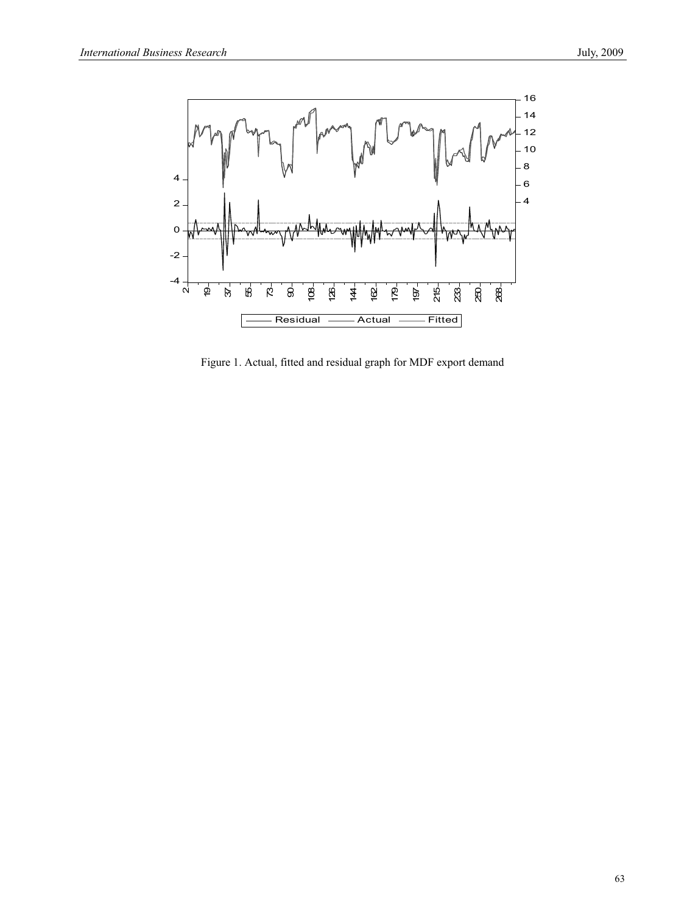16
14
12
10
8
6
4
4
2
0
-2
-4
2
19
37
55
73
90
108
126
144
162
179
197
215
233
250
268

Residual Actual Fitted

Figure 1. Actual, fitted and residual graph for MDF export demand